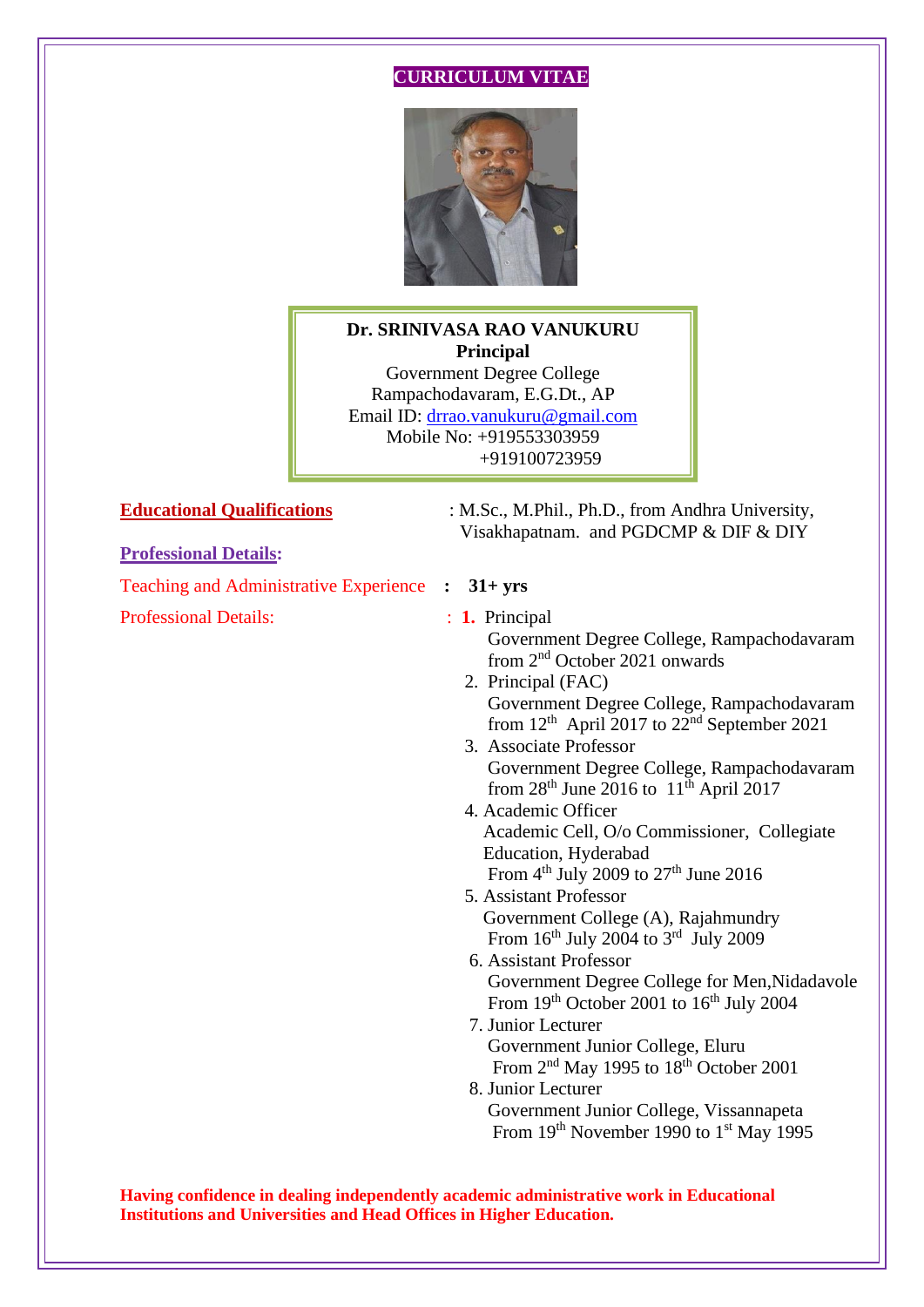# CURRICULUM VITAE

**Dr. SRINIVASA RAO VANUKURU**
**Principal**
Government Degree College
Rampachodavaram, E.G.Dt., AP
Email ID: drrao.vanukuru@gmail.com
Mobile No: +919553303959
+919100723959

**Educational Qualifications** : M.Sc., M.Phil., Ph.D., from Andhra University, Visakhapatnam. and PGDCMP & DIF & DIY

**Professional Details:**

Teaching and Administrative Experience : **31+ yrs**

Professional Details: :

1. Principal
   Government Degree College, Rampachodavaram
   from 2nd October 2021 onwards
2. Principal (FAC)
   Government Degree College, Rampachodavaram
   from 12th April 2017 to 22nd September 2021
3. Associate Professor
   Government Degree College, Rampachodavaram
   from 28th June 2016 to 11th April 2017
4. Academic Officer
   Academic Cell, O/o Commissioner, Collegiate Education, Hyderabad
   From 4th July 2009 to 27th June 2016
5. Assistant Professor
   Government College (A), Rajahmundry
   From 16th July 2004 to 3rd July 2009
6. Assistant Professor
   Government Degree College for Men,Nidadavole
   From 19th October 2001 to 16th July 2004
7. Junior Lecturer
   Government Junior College, Eluru
   From 2nd May 1995 to 18th October 2001
8. Junior Lecturer
   Government Junior College, Vissannapeta
   From 19th November 1990 to 1st May 1995

**Having confidence in dealing independently academic administrative work in Educational Institutions and Universities and Head Offices in Higher Education.**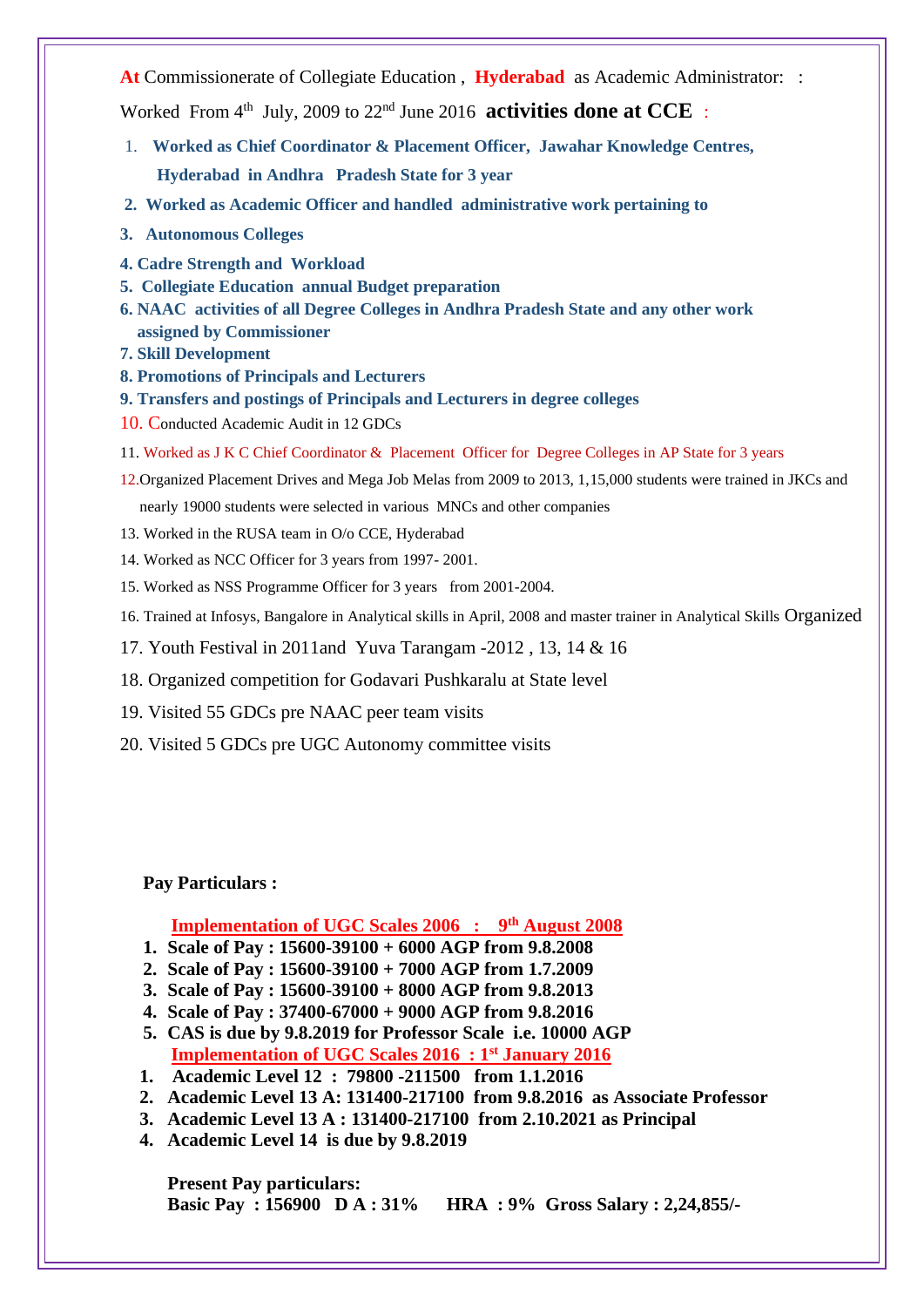**At** Commissionerate of Collegiate Education , **Hyderabad** as Academic Administrator: :

Worked From 4th July, 2009 to 22nd June 2016 **activities done at CCE** :

1. **Worked as Chief Coordinator & Placement Officer, Jawahar Knowledge Centres, Hyderabad in Andhra Pradesh State for 3 year**
2. **Worked as Academic Officer and handled administrative work pertaining to**
3. **Autonomous Colleges**
4. **Cadre Strength and Workload**
5. **Collegiate Education annual Budget preparation**
6. **NAAC activities of all Degree Colleges in Andhra Pradesh State and any other work assigned by Commissioner**
7. **Skill Development**
8. **Promotions of Principals and Lecturers**
9. **Transfers and postings of Principals and Lecturers in degree colleges**
10. Conducted Academic Audit in 12 GDCs
11. Worked as J K C Chief Coordinator & Placement Officer for Degree Colleges in AP State for 3 years
12. Organized Placement Drives and Mega Job Melas from 2009 to 2013, 1,15,000 students were trained in JKCs and nearly 19000 students were selected in various MNCs and other companies
13. Worked in the RUSA team in O/o CCE, Hyderabad
14. Worked as NCC Officer for 3 years from 1997- 2001.
15. Worked as NSS Programme Officer for 3 years from 2001-2004.
16. Trained at Infosys, Bangalore in Analytical skills in April, 2008 and master trainer in Analytical Skills Organized
17. Youth Festival in 2011and Yuva Tarangam -2012 , 13, 14 & 16
18. Organized competition for Godavari Pushkaralu at State level
19. Visited 55 GDCs pre NAAC peer team visits
20. Visited 5 GDCs pre UGC Autonomy committee visits

**Pay Particulars :**

**Implementation of UGC Scales 2006 : 9th August 2008**

1. **Scale of Pay : 15600-39100 + 6000 AGP from 9.8.2008**
2. **Scale of Pay : 15600-39100 + 7000 AGP from 1.7.2009**
3. **Scale of Pay : 15600-39100 + 8000 AGP from 9.8.2013**
4. **Scale of Pay : 37400-67000 + 9000 AGP from 9.8.2016**
5. **CAS is due by 9.8.2019 for Professor Scale i.e. 10000 AGP**

**Implementation of UGC Scales 2016 : 1st January 2016**

1. **Academic Level 12 : 79800 -211500 from 1.1.2016**
2. **Academic Level 13 A: 131400-217100 from 9.8.2016 as Associate Professor**
3. **Academic Level 13 A : 131400-217100 from 2.10.2021 as Principal**
4. **Academic Level 14 is due by 9.8.2019**

**Present Pay particulars:**

**Basic Pay : 156900 D A : 31% HRA : 9% Gross Salary : 2,24,855/-**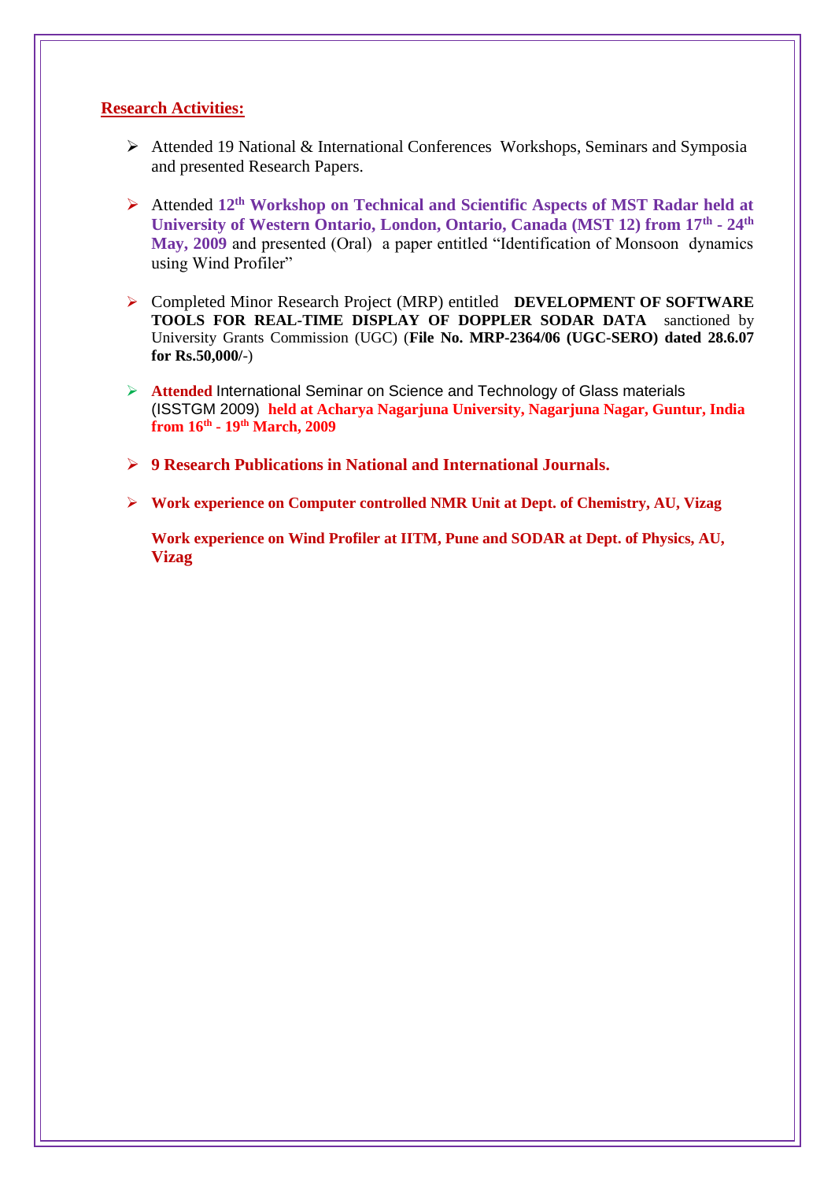## Research Activities:

- Attended 19 National & International Conferences Workshops, Seminars and Symposia and presented Research Papers.

- Attended **12th Workshop on Technical and Scientific Aspects of MST Radar held at University of Western Ontario, London, Ontario, Canada (MST 12) from 17th - 24th May, 2009** and presented (Oral) a paper entitled "Identification of Monsoon dynamics using Wind Profiler"

- Completed Minor Research Project (MRP) entitled **DEVELOPMENT OF SOFTWARE TOOLS FOR REAL-TIME DISPLAY OF DOPPLER SODAR DATA** sanctioned by University Grants Commission (UGC) (**File No. MRP-2364/06 (UGC-SERO) dated 28.6.07 for Rs.50,000/**-)

- **Attended** International Seminar on Science and Technology of Glass materials (ISSTGM 2009) **held at Acharya Nagarjuna University, Nagarjuna Nagar, Guntur, India from 16th - 19th March, 2009**

- **9 Research Publications in National and International Journals.**

- **Work experience on Computer controlled NMR Unit at Dept. of Chemistry, AU, Vizag**

  **Work experience on Wind Profiler at IITM, Pune and SODAR at Dept. of Physics, AU, Vizag**